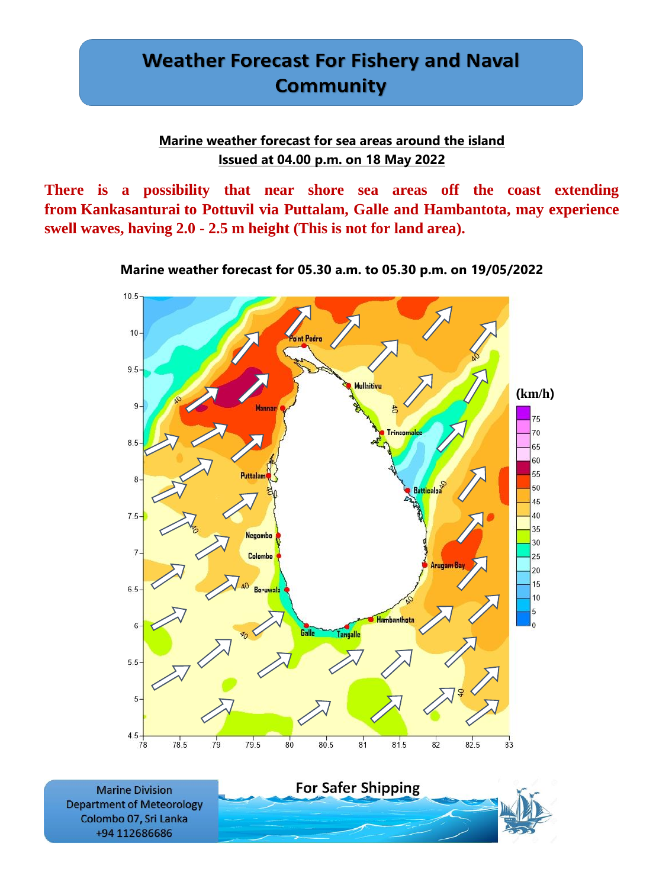# Weather Forecast For Fishery and Naval Community

**Marine weather forecast for sea areas around the island**
**Issued at 04.00 p.m. on 18 May 2022**

**There is a possibility that near shore sea areas off the coast extending from Kankasanturai to Pottuvil via Puttalam, Galle and Hambantota, may experience swell waves, having 2.0 - 2.5 m height (This is not for land area).**

**Marine weather forecast for 05.30 a.m. to 05.30 p.m. on 19/05/2022**

Marine Division
Department of Meteorology
Colombo 07, Sri Lanka
+94 112686686

For Safer Shipping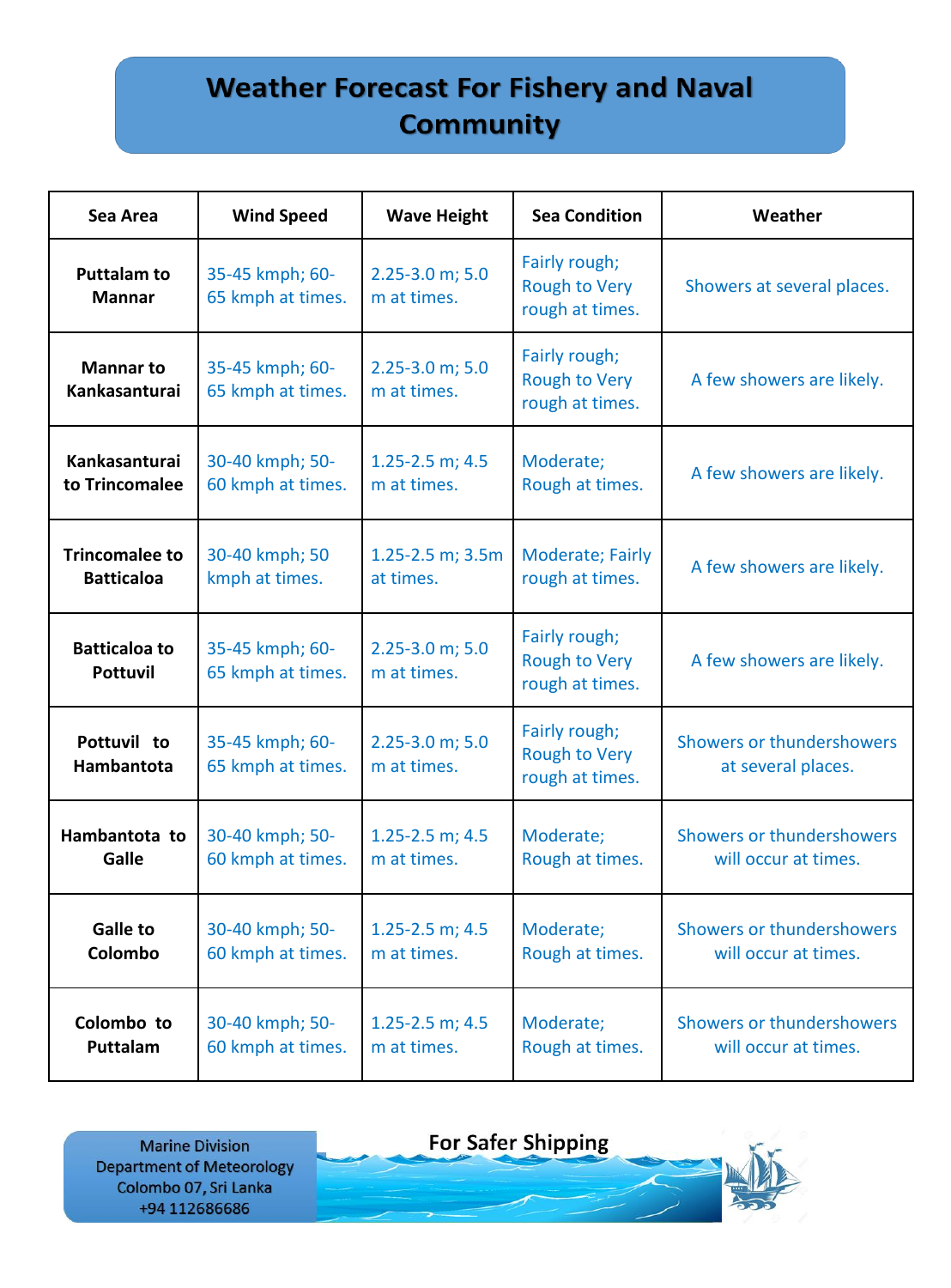# Weather Forecast For Fishery and Naval Community

| Sea Area | Wind Speed | Wave Height | Sea Condition | Weather |
|---|---|---|---|---|
| Puttalam to Mannar | 35-45 kmph; 60-65 kmph at times. | 2.25-3.0 m; 5.0 m at times. | Fairly rough; Rough to Very rough at times. | Showers at several places. |
| Mannar to Kankasanturai | 35-45 kmph; 60-65 kmph at times. | 2.25-3.0 m; 5.0 m at times. | Fairly rough; Rough to Very rough at times. | A few showers are likely. |
| Kankasanturai to Trincomalee | 30-40 kmph; 50-60 kmph at times. | 1.25-2.5 m; 4.5 m at times. | Moderate; Rough at times. | A few showers are likely. |
| Trincomalee to Batticaloa | 30-40 kmph; 50 kmph at times. | 1.25-2.5 m; 3.5m at times. | Moderate; Fairly rough at times. | A few showers are likely. |
| Batticaloa to Pottuvil | 35-45 kmph; 60-65 kmph at times. | 2.25-3.0 m; 5.0 m at times. | Fairly rough; Rough to Very rough at times. | A few showers are likely. |
| Pottuvil to Hambantota | 35-45 kmph; 60-65 kmph at times. | 2.25-3.0 m; 5.0 m at times. | Fairly rough; Rough to Very rough at times. | Showers or thundershowers at several places. |
| Hambantota to Galle | 30-40 kmph; 50-60 kmph at times. | 1.25-2.5 m; 4.5 m at times. | Moderate; Rough at times. | Showers or thundershowers will occur at times. |
| Galle to Colombo | 30-40 kmph; 50-60 kmph at times. | 1.25-2.5 m; 4.5 m at times. | Moderate; Rough at times. | Showers or thundershowers will occur at times. |
| Colombo to Puttalam | 30-40 kmph; 50-60 kmph at times. | 1.25-2.5 m; 4.5 m at times. | Moderate; Rough at times. | Showers or thundershowers will occur at times. |

Marine Division
Department of Meteorology
Colombo 07, Sri Lanka
+94 112686686

**For Safer Shipping**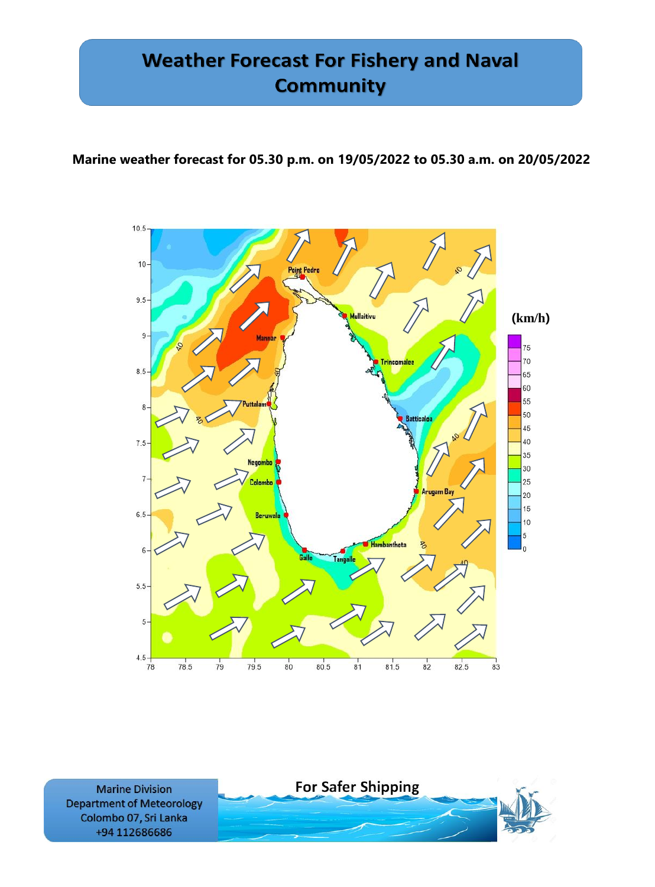# Weather Forecast For Fishery and Naval Community

**Marine weather forecast for 05.30 p.m. on 19/05/2022 to 05.30 a.m. on 20/05/2022**

Marine Division
Department of Meteorology
Colombo 07, Sri Lanka
+94 112686686

For Safer Shipping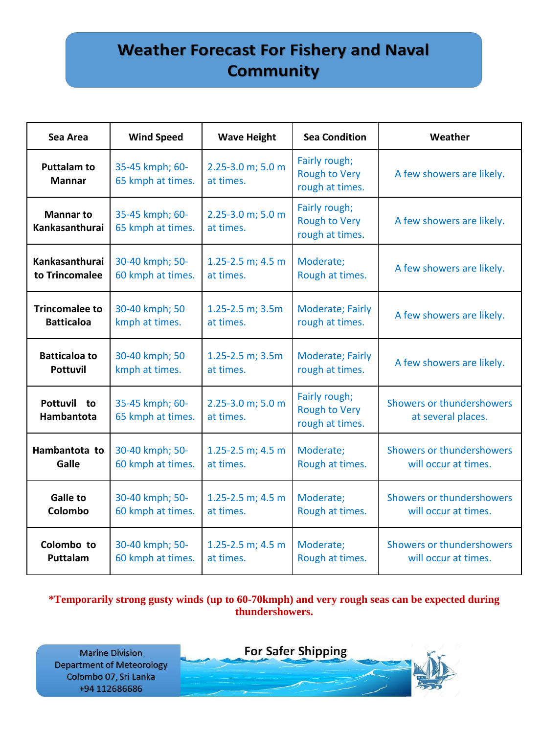# Weather Forecast For Fishery and Naval Community

| Sea Area | Wind Speed | Wave Height | Sea Condition | Weather |
|---|---|---|---|---|
| Puttalam to Mannar | 35-45 kmph; 60-65 kmph at times. | 2.25-3.0 m; 5.0 m at times. | Fairly rough; Rough to Very rough at times. | A few showers are likely. |
| Mannar to Kankasanthurai | 35-45 kmph; 60-65 kmph at times. | 2.25-3.0 m; 5.0 m at times. | Fairly rough; Rough to Very rough at times. | A few showers are likely. |
| Kankasanthurai to Trincomalee | 30-40 kmph; 50-60 kmph at times. | 1.25-2.5 m; 4.5 m at times. | Moderate; Rough at times. | A few showers are likely. |
| Trincomalee to Batticaloa | 30-40 kmph; 50 kmph at times. | 1.25-2.5 m; 3.5m at times. | Moderate; Fairly rough at times. | A few showers are likely. |
| Batticaloa to Pottuvil | 30-40 kmph; 50 kmph at times. | 1.25-2.5 m; 3.5m at times. | Moderate; Fairly rough at times. | A few showers are likely. |
| Pottuvil to Hambantota | 35-45 kmph; 60-65 kmph at times. | 2.25-3.0 m; 5.0 m at times. | Fairly rough; Rough to Very rough at times. | Showers or thundershowers at several places. |
| Hambantota to Galle | 30-40 kmph; 50-60 kmph at times. | 1.25-2.5 m; 4.5 m at times. | Moderate; Rough at times. | Showers or thundershowers will occur at times. |
| Galle to Colombo | 30-40 kmph; 50-60 kmph at times. | 1.25-2.5 m; 4.5 m at times. | Moderate; Rough at times. | Showers or thundershowers will occur at times. |
| Colombo to Puttalam | 30-40 kmph; 50-60 kmph at times. | 1.25-2.5 m; 4.5 m at times. | Moderate; Rough at times. | Showers or thundershowers will occur at times. |

**\*Temporarily strong gusty winds (up to 60-70kmph) and very rough seas can be expected during thundershowers.**

Marine Division
Department of Meteorology
Colombo 07, Sri Lanka
+94 112686686

For Safer Shipping